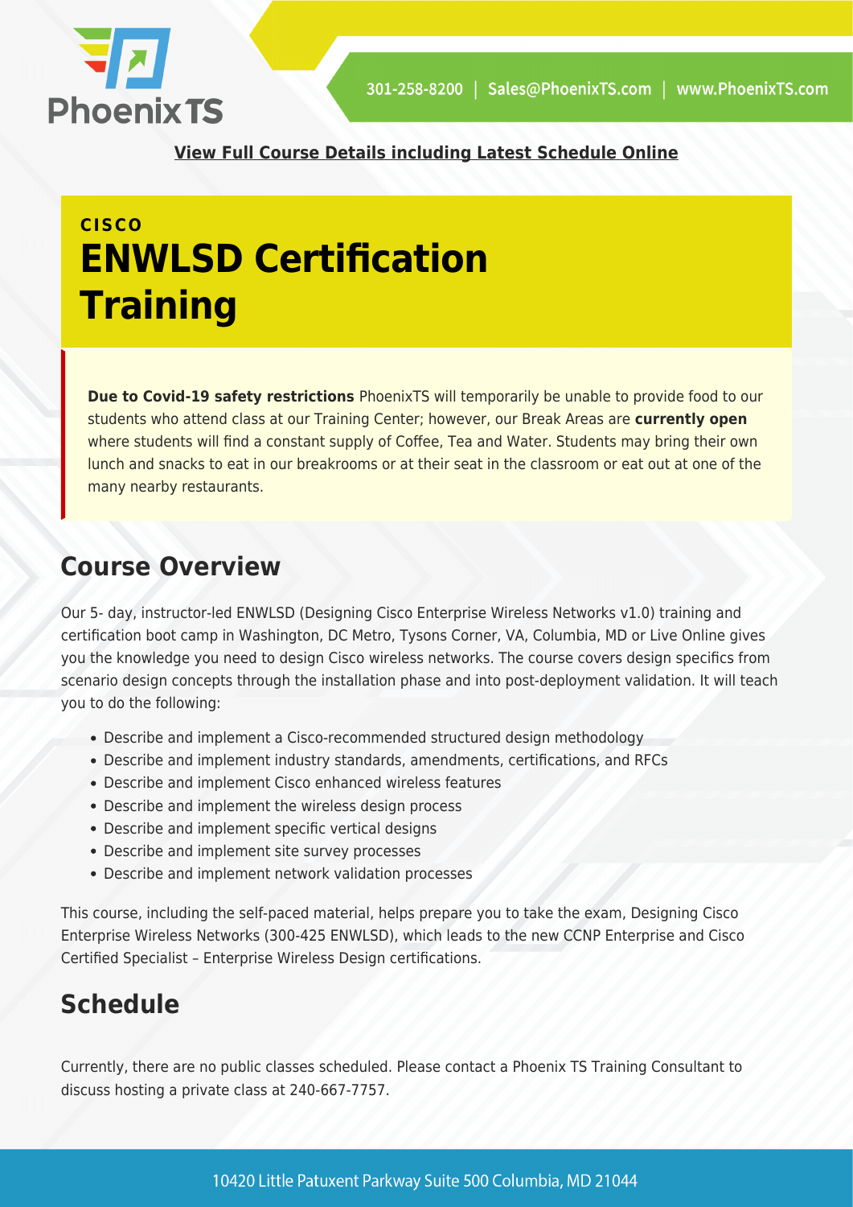**View Full Course Details including Latest Schedule Online**

CISCO

# ENWLSD Certification Training

**Due to Covid-19 safety restrictions** PhoenixTS will temporarily be unable to provide food to our students who attend class at our Training Center; however, our Break Areas are **currently open** where students will find a constant supply of Coffee, Tea and Water. Students may bring their own lunch and snacks to eat in our breakrooms or at their seat in the classroom or eat out at one of the many nearby restaurants.

## Course Overview

Our 5- day, instructor-led ENWLSD (Designing Cisco Enterprise Wireless Networks v1.0) training and certification boot camp in Washington, DC Metro, Tysons Corner, VA, Columbia, MD or Live Online gives you the knowledge you need to design Cisco wireless networks. The course covers design specifics from scenario design concepts through the installation phase and into post-deployment validation. It will teach you to do the following:

- Describe and implement a Cisco-recommended structured design methodology
- Describe and implement industry standards, amendments, certifications, and RFCs
- Describe and implement Cisco enhanced wireless features
- Describe and implement the wireless design process
- Describe and implement specific vertical designs
- Describe and implement site survey processes
- Describe and implement network validation processes

This course, including the self-paced material, helps prepare you to take the exam, Designing Cisco Enterprise Wireless Networks (300-425 ENWLSD), which leads to the new CCNP Enterprise and Cisco Certified Specialist – Enterprise Wireless Design certifications.

## Schedule

Currently, there are no public classes scheduled. Please contact a Phoenix TS Training Consultant to discuss hosting a private class at 240-667-7757.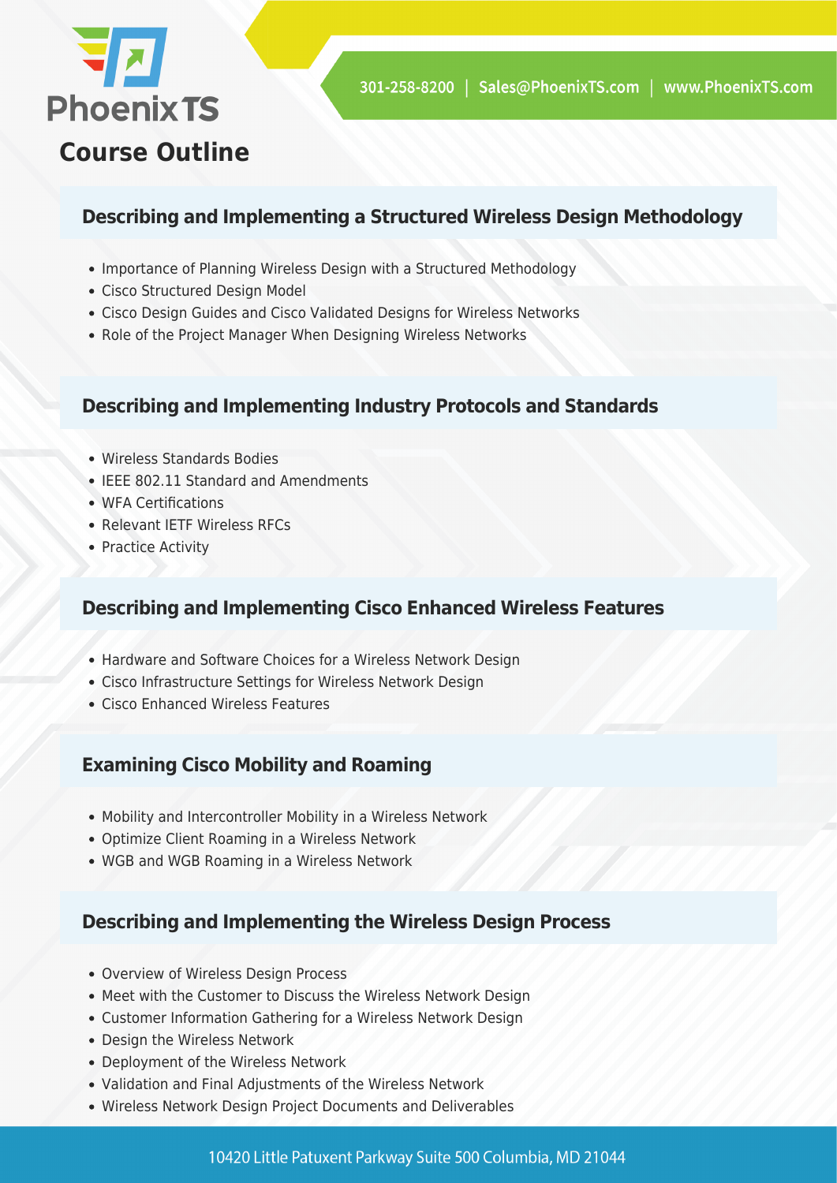## Course Outline

### Describing and Implementing a Structured Wireless Design Methodology

- Importance of Planning Wireless Design with a Structured Methodology
- Cisco Structured Design Model
- Cisco Design Guides and Cisco Validated Designs for Wireless Networks
- Role of the Project Manager When Designing Wireless Networks

### Describing and Implementing Industry Protocols and Standards

- Wireless Standards Bodies
- IEEE 802.11 Standard and Amendments
- WFA Certifications
- Relevant IETF Wireless RFCs
- Practice Activity

### Describing and Implementing Cisco Enhanced Wireless Features

- Hardware and Software Choices for a Wireless Network Design
- Cisco Infrastructure Settings for Wireless Network Design
- Cisco Enhanced Wireless Features

### Examining Cisco Mobility and Roaming

- Mobility and Intercontroller Mobility in a Wireless Network
- Optimize Client Roaming in a Wireless Network
- WGB and WGB Roaming in a Wireless Network

### Describing and Implementing the Wireless Design Process

- Overview of Wireless Design Process
- Meet with the Customer to Discuss the Wireless Network Design
- Customer Information Gathering for a Wireless Network Design
- Design the Wireless Network
- Deployment of the Wireless Network
- Validation and Final Adjustments of the Wireless Network
- Wireless Network Design Project Documents and Deliverables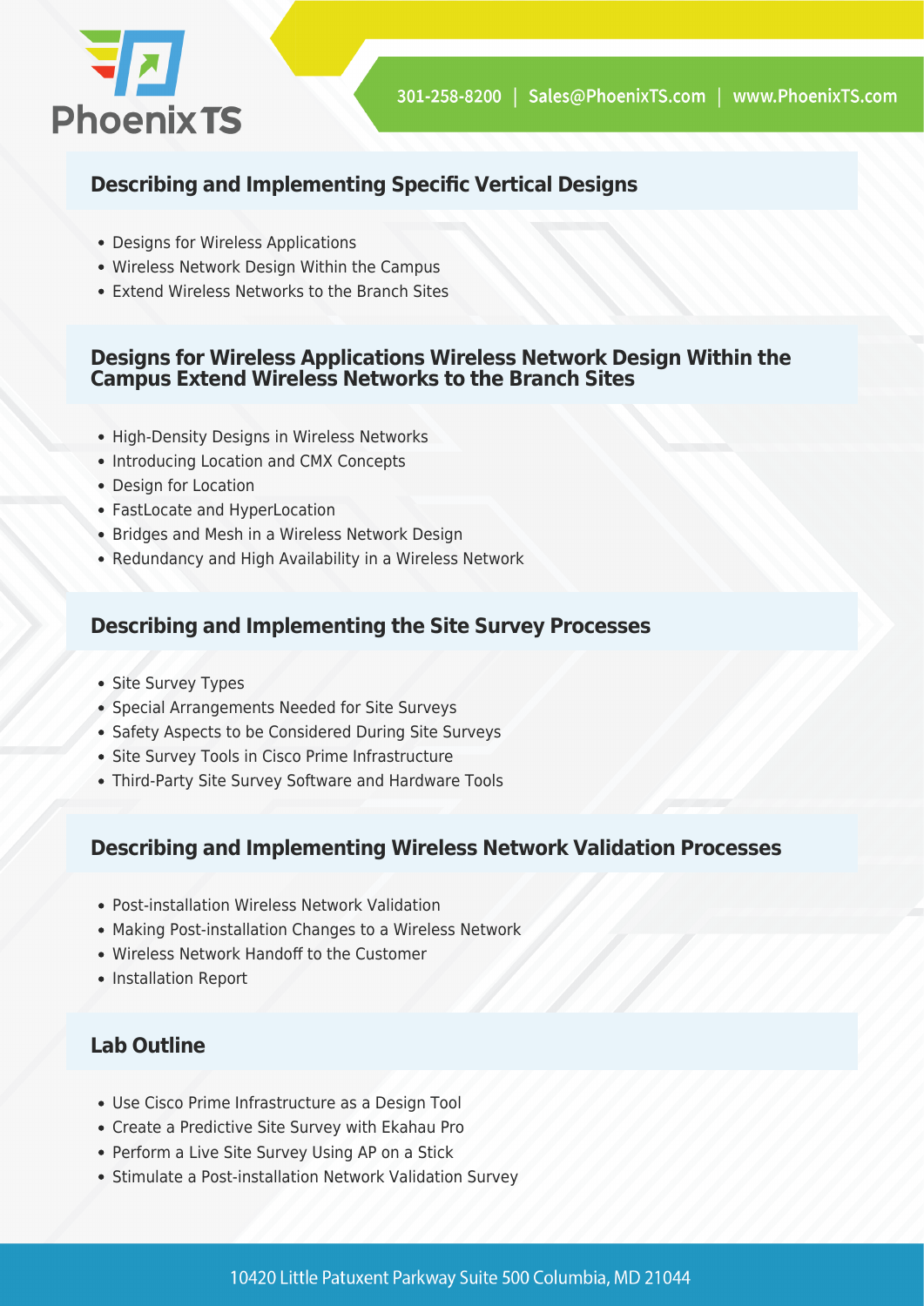## Describing and Implementing Specific Vertical Designs

- Designs for Wireless Applications
- Wireless Network Design Within the Campus
- Extend Wireless Networks to the Branch Sites

## Designs for Wireless Applications Wireless Network Design Within the Campus Extend Wireless Networks to the Branch Sites

- High-Density Designs in Wireless Networks
- Introducing Location and CMX Concepts
- Design for Location
- FastLocate and HyperLocation
- Bridges and Mesh in a Wireless Network Design
- Redundancy and High Availability in a Wireless Network

## Describing and Implementing the Site Survey Processes

- Site Survey Types
- Special Arrangements Needed for Site Surveys
- Safety Aspects to be Considered During Site Surveys
- Site Survey Tools in Cisco Prime Infrastructure
- Third-Party Site Survey Software and Hardware Tools

## Describing and Implementing Wireless Network Validation Processes

- Post-installation Wireless Network Validation
- Making Post-installation Changes to a Wireless Network
- Wireless Network Handoff to the Customer
- Installation Report

## Lab Outline

- Use Cisco Prime Infrastructure as a Design Tool
- Create a Predictive Site Survey with Ekahau Pro
- Perform a Live Site Survey Using AP on a Stick
- Stimulate a Post-installation Network Validation Survey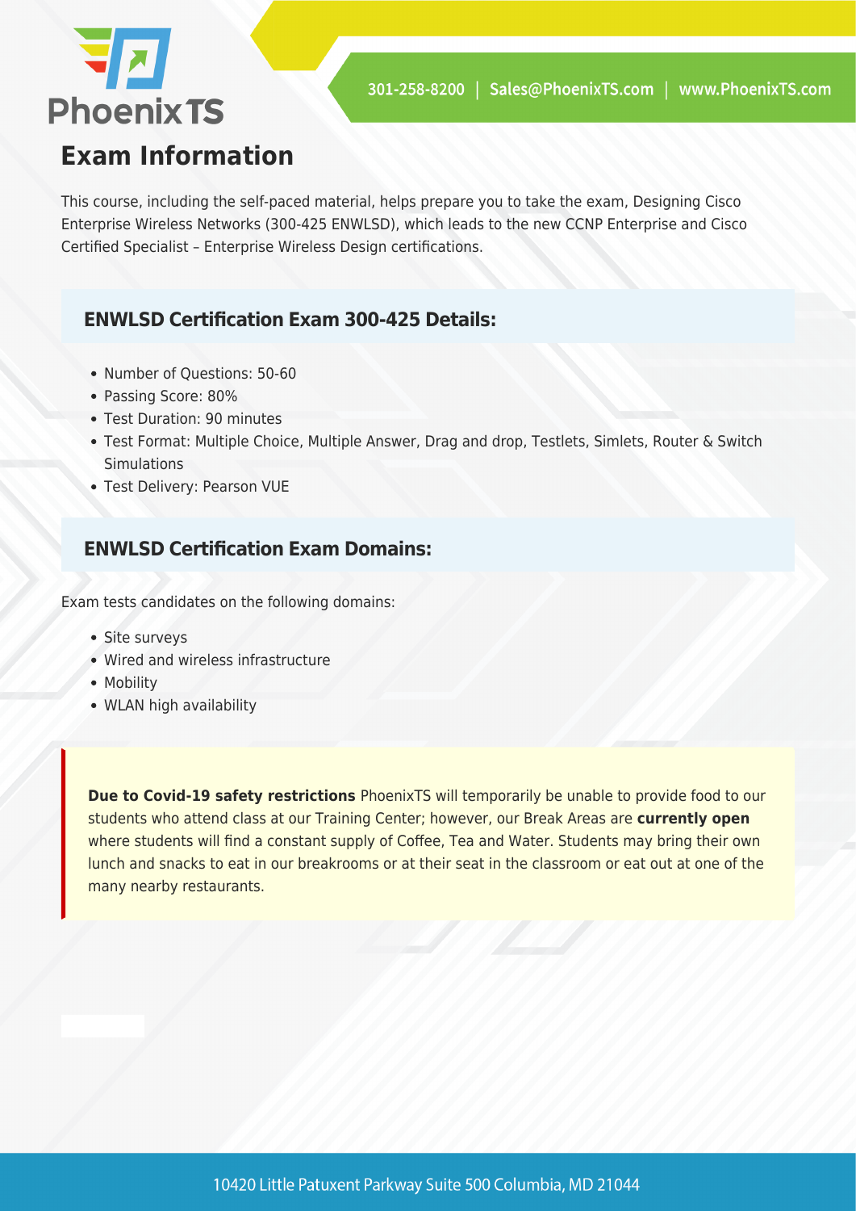# Exam Information

This course, including the self-paced material, helps prepare you to take the exam, Designing Cisco Enterprise Wireless Networks (300-425 ENWLSD), which leads to the new CCNP Enterprise and Cisco Certified Specialist – Enterprise Wireless Design certifications.

### ENWLSD Certification Exam 300-425 Details:

- Number of Questions: 50-60
- Passing Score: 80%
- Test Duration: 90 minutes
- Test Format: Multiple Choice, Multiple Answer, Drag and drop, Testlets, Simlets, Router & Switch Simulations
- Test Delivery: Pearson VUE

### ENWLSD Certification Exam Domains:

Exam tests candidates on the following domains:

- Site surveys
- Wired and wireless infrastructure
- Mobility
- WLAN high availability

**Due to Covid-19 safety restrictions** PhoenixTS will temporarily be unable to provide food to our students who attend class at our Training Center; however, our Break Areas are **currently open** where students will find a constant supply of Coffee, Tea and Water. Students may bring their own lunch and snacks to eat in our breakrooms or at their seat in the classroom or eat out at one of the many nearby restaurants.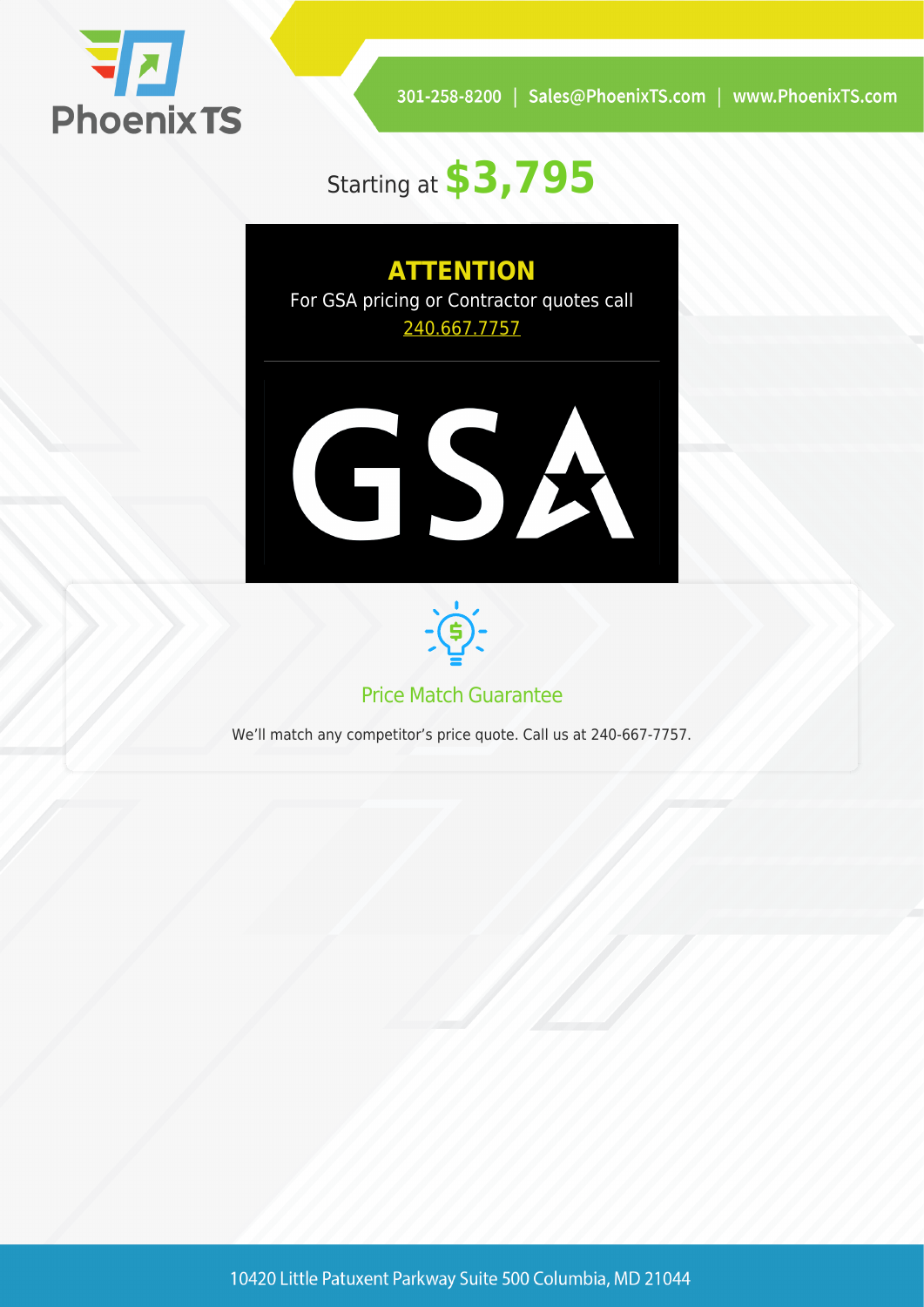Starting at **$3,795**

**ATTENTION**

For GSA pricing or Contractor quotes call 240.667.7757

GSA

### Price Match Guarantee

We'll match any competitor's price quote. Call us at 240-667-7757.

10420 Little Patuxent Parkway Suite 500 Columbia, MD 21044